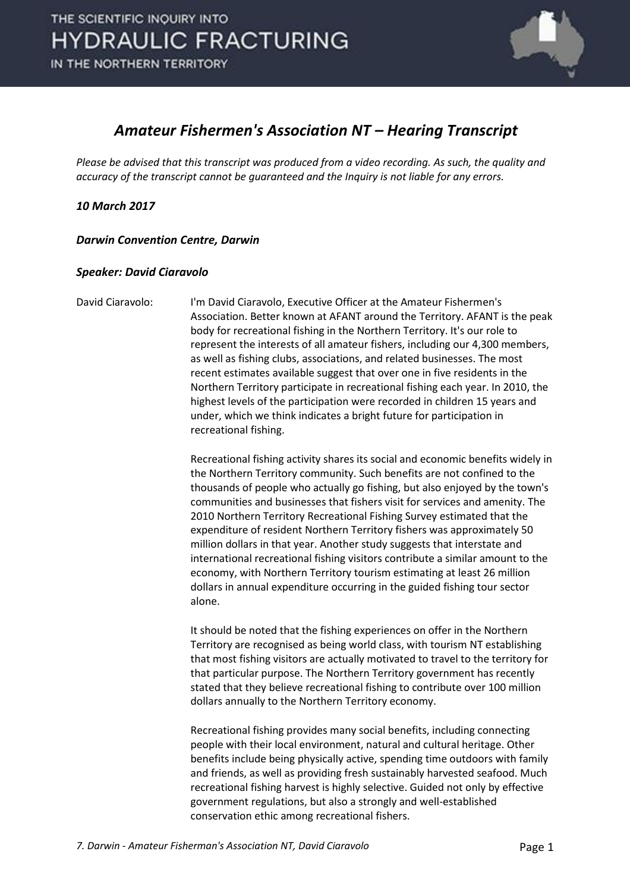# Amateur Fishermen's Association NT – Hearing Transcript

*Please be advised that this transcript was produced from a video recording. As such, the quality and accuracy of the transcript cannot be guaranteed and the Inquiry is not liable for any errors.*

***10 March 2017***

***Darwin Convention Centre, Darwin***

***Speaker: David Ciaravolo***

David Ciaravolo: I'm David Ciaravolo, Executive Officer at the Amateur Fishermen's Association. Better known at AFANT around the Territory. AFANT is the peak body for recreational fishing in the Northern Territory. It's our role to represent the interests of all amateur fishers, including our 4,300 members, as well as fishing clubs, associations, and related businesses. The most recent estimates available suggest that over one in five residents in the Northern Territory participate in recreational fishing each year. In 2010, the highest levels of the participation were recorded in children 15 years and under, which we think indicates a bright future for participation in recreational fishing.

Recreational fishing activity shares its social and economic benefits widely in the Northern Territory community. Such benefits are not confined to the thousands of people who actually go fishing, but also enjoyed by the town's communities and businesses that fishers visit for services and amenity. The 2010 Northern Territory Recreational Fishing Survey estimated that the expenditure of resident Northern Territory fishers was approximately 50 million dollars in that year. Another study suggests that interstate and international recreational fishing visitors contribute a similar amount to the economy, with Northern Territory tourism estimating at least 26 million dollars in annual expenditure occurring in the guided fishing tour sector alone.

It should be noted that the fishing experiences on offer in the Northern Territory are recognised as being world class, with tourism NT establishing that most fishing visitors are actually motivated to travel to the territory for that particular purpose. The Northern Territory government has recently stated that they believe recreational fishing to contribute over 100 million dollars annually to the Northern Territory economy.

Recreational fishing provides many social benefits, including connecting people with their local environment, natural and cultural heritage. Other benefits include being physically active, spending time outdoors with family and friends, as well as providing fresh sustainably harvested seafood. Much recreational fishing harvest is highly selective. Guided not only by effective government regulations, but also a strongly and well-established conservation ethic among recreational fishers.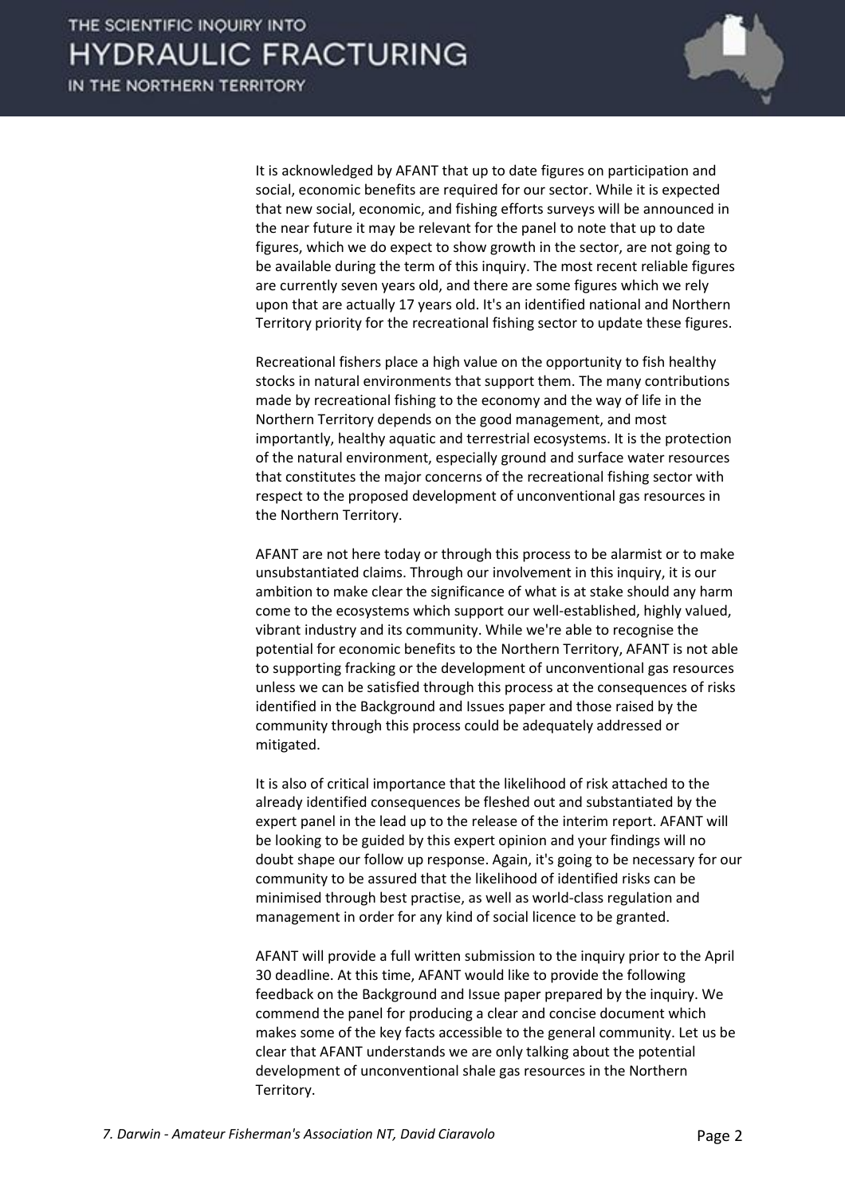It is acknowledged by AFANT that up to date figures on participation and social, economic benefits are required for our sector. While it is expected that new social, economic, and fishing efforts surveys will be announced in the near future it may be relevant for the panel to note that up to date figures, which we do expect to show growth in the sector, are not going to be available during the term of this inquiry. The most recent reliable figures are currently seven years old, and there are some figures which we rely upon that are actually 17 years old. It's an identified national and Northern Territory priority for the recreational fishing sector to update these figures.

Recreational fishers place a high value on the opportunity to fish healthy stocks in natural environments that support them. The many contributions made by recreational fishing to the economy and the way of life in the Northern Territory depends on the good management, and most importantly, healthy aquatic and terrestrial ecosystems. It is the protection of the natural environment, especially ground and surface water resources that constitutes the major concerns of the recreational fishing sector with respect to the proposed development of unconventional gas resources in the Northern Territory.

AFANT are not here today or through this process to be alarmist or to make unsubstantiated claims. Through our involvement in this inquiry, it is our ambition to make clear the significance of what is at stake should any harm come to the ecosystems which support our well-established, highly valued, vibrant industry and its community. While we're able to recognise the potential for economic benefits to the Northern Territory, AFANT is not able to supporting fracking or the development of unconventional gas resources unless we can be satisfied through this process at the consequences of risks identified in the Background and Issues paper and those raised by the community through this process could be adequately addressed or mitigated.

It is also of critical importance that the likelihood of risk attached to the already identified consequences be fleshed out and substantiated by the expert panel in the lead up to the release of the interim report. AFANT will be looking to be guided by this expert opinion and your findings will no doubt shape our follow up response. Again, it's going to be necessary for our community to be assured that the likelihood of identified risks can be minimised through best practise, as well as world-class regulation and management in order for any kind of social licence to be granted.

AFANT will provide a full written submission to the inquiry prior to the April 30 deadline. At this time, AFANT would like to provide the following feedback on the Background and Issue paper prepared by the inquiry. We commend the panel for producing a clear and concise document which makes some of the key facts accessible to the general community. Let us be clear that AFANT understands we are only talking about the potential development of unconventional shale gas resources in the Northern Territory.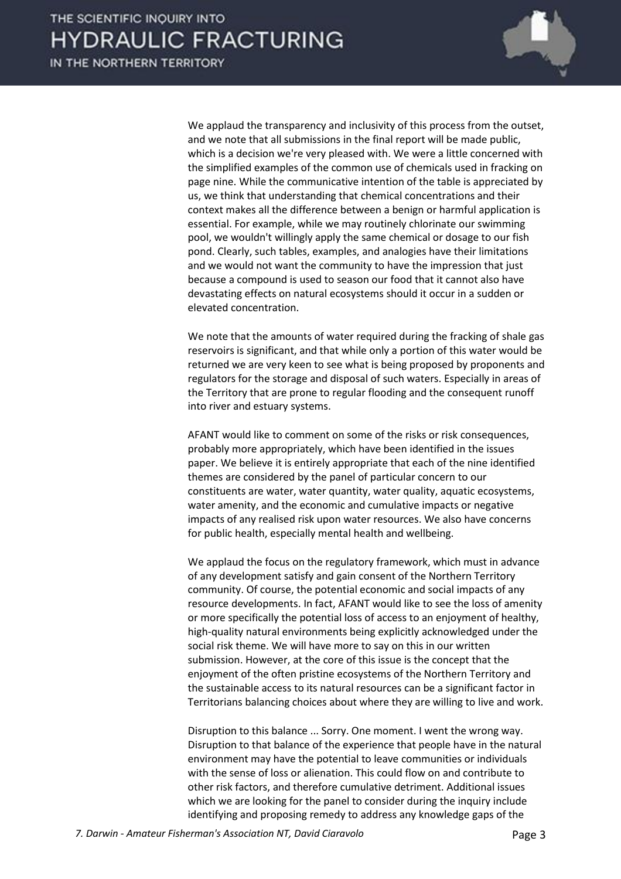We applaud the transparency and inclusivity of this process from the outset, and we note that all submissions in the final report will be made public, which is a decision we're very pleased with. We were a little concerned with the simplified examples of the common use of chemicals used in fracking on page nine. While the communicative intention of the table is appreciated by us, we think that understanding that chemical concentrations and their context makes all the difference between a benign or harmful application is essential. For example, while we may routinely chlorinate our swimming pool, we wouldn't willingly apply the same chemical or dosage to our fish pond. Clearly, such tables, examples, and analogies have their limitations and we would not want the community to have the impression that just because a compound is used to season our food that it cannot also have devastating effects on natural ecosystems should it occur in a sudden or elevated concentration.

We note that the amounts of water required during the fracking of shale gas reservoirs is significant, and that while only a portion of this water would be returned we are very keen to see what is being proposed by proponents and regulators for the storage and disposal of such waters. Especially in areas of the Territory that are prone to regular flooding and the consequent runoff into river and estuary systems.

AFANT would like to comment on some of the risks or risk consequences, probably more appropriately, which have been identified in the issues paper. We believe it is entirely appropriate that each of the nine identified themes are considered by the panel of particular concern to our constituents are water, water quantity, water quality, aquatic ecosystems, water amenity, and the economic and cumulative impacts or negative impacts of any realised risk upon water resources. We also have concerns for public health, especially mental health and wellbeing.

We applaud the focus on the regulatory framework, which must in advance of any development satisfy and gain consent of the Northern Territory community. Of course, the potential economic and social impacts of any resource developments. In fact, AFANT would like to see the loss of amenity or more specifically the potential loss of access to an enjoyment of healthy, high-quality natural environments being explicitly acknowledged under the social risk theme. We will have more to say on this in our written submission. However, at the core of this issue is the concept that the enjoyment of the often pristine ecosystems of the Northern Territory and the sustainable access to its natural resources can be a significant factor in Territorians balancing choices about where they are willing to live and work.

Disruption to this balance ... Sorry. One moment. I went the wrong way. Disruption to that balance of the experience that people have in the natural environment may have the potential to leave communities or individuals with the sense of loss or alienation. This could flow on and contribute to other risk factors, and therefore cumulative detriment. Additional issues which we are looking for the panel to consider during the inquiry include identifying and proposing remedy to address any knowledge gaps of the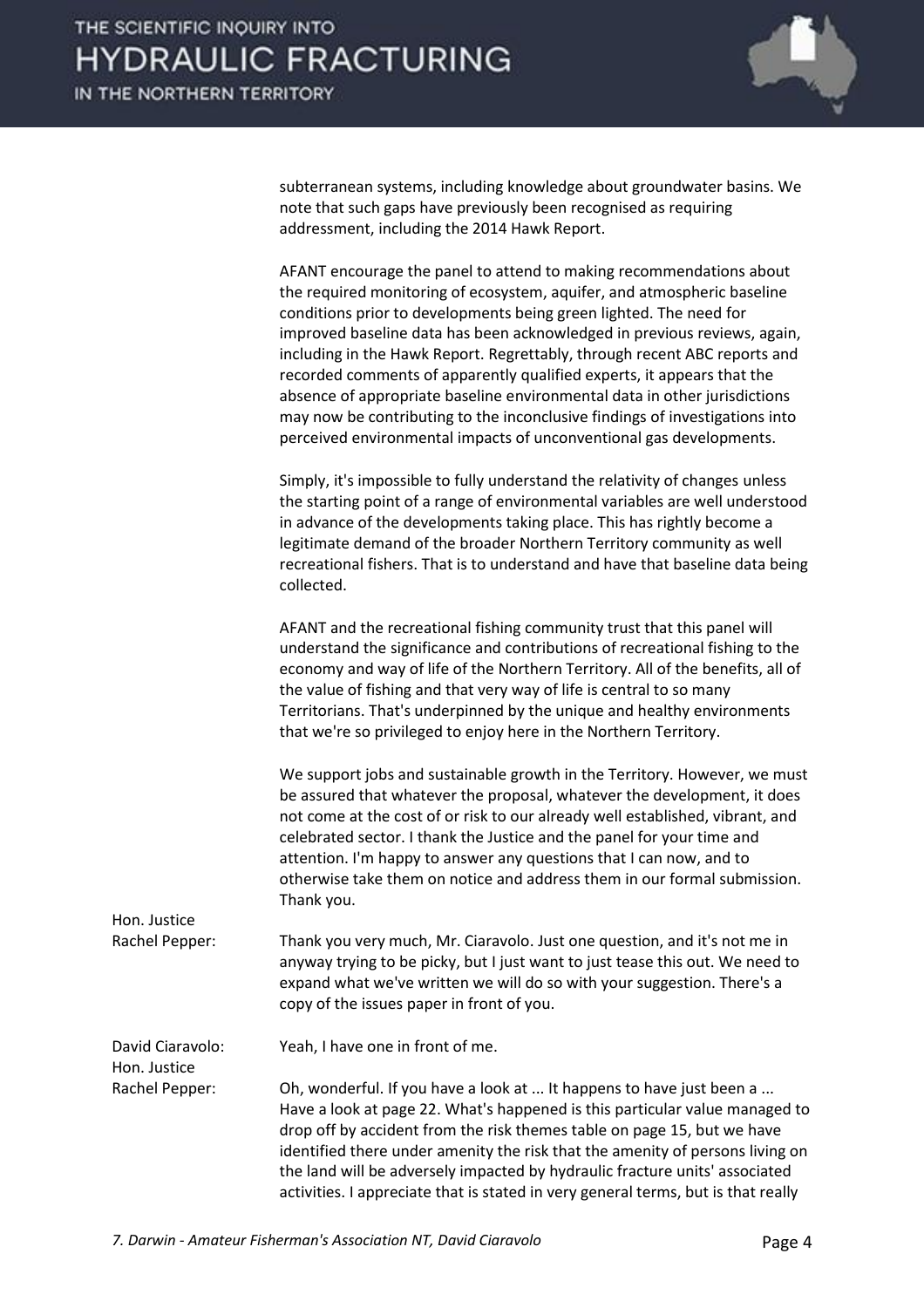subterranean systems, including knowledge about groundwater basins. We note that such gaps have previously been recognised as requiring addressment, including the 2014 Hawk Report.

AFANT encourage the panel to attend to making recommendations about the required monitoring of ecosystem, aquifer, and atmospheric baseline conditions prior to developments being green lighted. The need for improved baseline data has been acknowledged in previous reviews, again, including in the Hawk Report. Regrettably, through recent ABC reports and recorded comments of apparently qualified experts, it appears that the absence of appropriate baseline environmental data in other jurisdictions may now be contributing to the inconclusive findings of investigations into perceived environmental impacts of unconventional gas developments.

Simply, it's impossible to fully understand the relativity of changes unless the starting point of a range of environmental variables are well understood in advance of the developments taking place. This has rightly become a legitimate demand of the broader Northern Territory community as well recreational fishers. That is to understand and have that baseline data being collected.

AFANT and the recreational fishing community trust that this panel will understand the significance and contributions of recreational fishing to the economy and way of life of the Northern Territory. All of the benefits, all of the value of fishing and that very way of life is central to so many Territorians. That's underpinned by the unique and healthy environments that we're so privileged to enjoy here in the Northern Territory.

We support jobs and sustainable growth in the Territory. However, we must be assured that whatever the proposal, whatever the development, it does not come at the cost of or risk to our already well established, vibrant, and celebrated sector. I thank the Justice and the panel for your time and attention. I'm happy to answer any questions that I can now, and to otherwise take them on notice and address them in our formal submission. Thank you.

**Hon. Justice Rachel Pepper:** Thank you very much, Mr. Ciaravolo. Just one question, and it's not me in anyway trying to be picky, but I just want to just tease this out. We need to expand what we've written we will do so with your suggestion. There's a copy of the issues paper in front of you.

**David Ciaravolo:** Yeah, I have one in front of me.

**Hon. Justice Rachel Pepper:** Oh, wonderful. If you have a look at ... It happens to have just been a ... Have a look at page 22. What's happened is this particular value managed to drop off by accident from the risk themes table on page 15, but we have identified there under amenity the risk that the amenity of persons living on the land will be adversely impacted by hydraulic fracture units' associated activities. I appreciate that is stated in very general terms, but is that really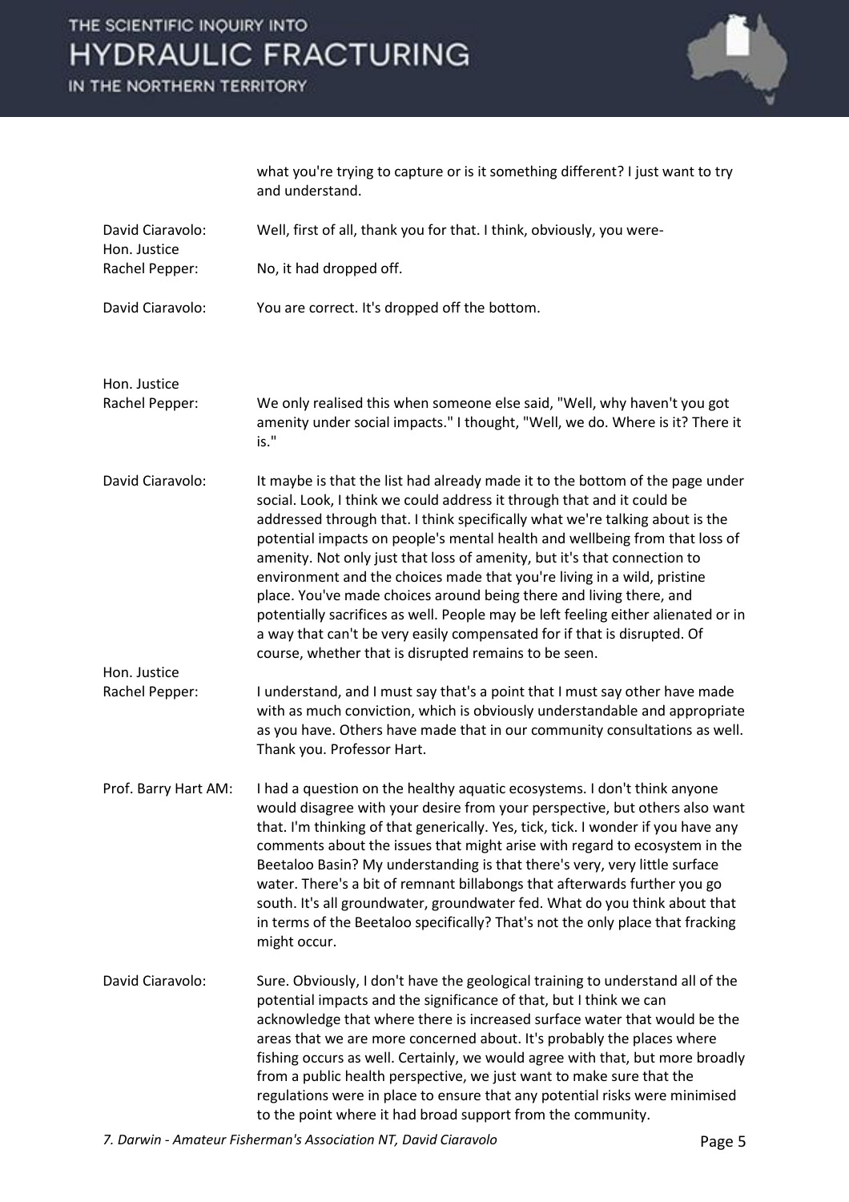what you're trying to capture or is it something different? I just want to try and understand.

**David Ciaravolo:** Well, first of all, thank you for that. I think, obviously, you were-

**Hon. Justice Rachel Pepper:** No, it had dropped off.

**David Ciaravolo:** You are correct. It's dropped off the bottom.

**Hon. Justice Rachel Pepper:** We only realised this when someone else said, "Well, why haven't you got amenity under social impacts." I thought, "Well, we do. Where is it? There it is."

**David Ciaravolo:** It maybe is that the list had already made it to the bottom of the page under social. Look, I think we could address it through that and it could be addressed through that. I think specifically what we're talking about is the potential impacts on people's mental health and wellbeing from that loss of amenity. Not only just that loss of amenity, but it's that connection to environment and the choices made that you're living in a wild, pristine place. You've made choices around being there and living there, and potentially sacrifices as well. People may be left feeling either alienated or in a way that can't be very easily compensated for if that is disrupted. Of course, whether that is disrupted remains to be seen.

**Hon. Justice Rachel Pepper:** I understand, and I must say that's a point that I must say other have made with as much conviction, which is obviously understandable and appropriate as you have. Others have made that in our community consultations as well. Thank you. Professor Hart.

**Prof. Barry Hart AM:** I had a question on the healthy aquatic ecosystems. I don't think anyone would disagree with your desire from your perspective, but others also want that. I'm thinking of that generically. Yes, tick, tick. I wonder if you have any comments about the issues that might arise with regard to ecosystem in the Beetaloo Basin? My understanding is that there's very, very little surface water. There's a bit of remnant billabongs that afterwards further you go south. It's all groundwater, groundwater fed. What do you think about that in terms of the Beetaloo specifically? That's not the only place that fracking might occur.

**David Ciaravolo:** Sure. Obviously, I don't have the geological training to understand all of the potential impacts and the significance of that, but I think we can acknowledge that where there is increased surface water that would be the areas that we are more concerned about. It's probably the places where fishing occurs as well. Certainly, we would agree with that, but more broadly from a public health perspective, we just want to make sure that the regulations were in place to ensure that any potential risks were minimised to the point where it had broad support from the community.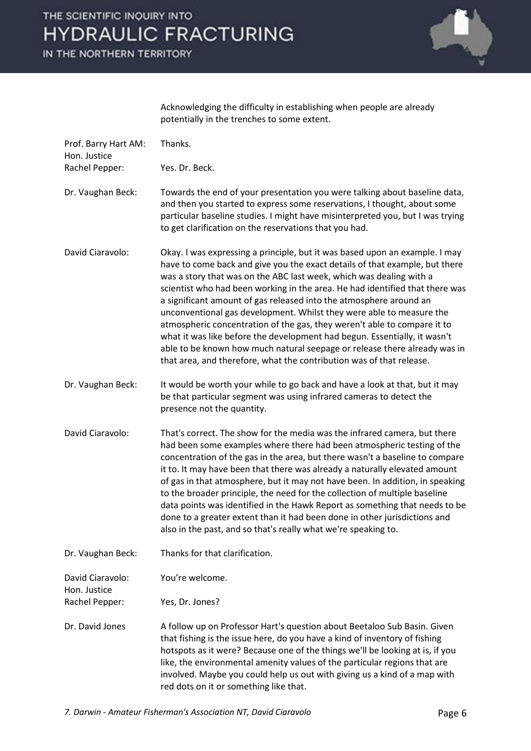Acknowledging the difficulty in establishing when people are already potentially in the trenches to some extent.

| | |
|---|---|
| Prof. Barry Hart AM: | Thanks. |
| Hon. Justice Rachel Pepper: | Yes. Dr. Beck. |
| Dr. Vaughan Beck: | Towards the end of your presentation you were talking about baseline data, and then you started to express some reservations, I thought, about some particular baseline studies. I might have misinterpreted you, but I was trying to get clarification on the reservations that you had. |
| David Ciaravolo: | Okay. I was expressing a principle, but it was based upon an example. I may have to come back and give you the exact details of that example, but there was a story that was on the ABC last week, which was dealing with a scientist who had been working in the area. He had identified that there was a significant amount of gas released into the atmosphere around an unconventional gas development. Whilst they were able to measure the atmospheric concentration of the gas, they weren't able to compare it to what it was like before the development had begun. Essentially, it wasn't able to be known how much natural seepage or release there already was in that area, and therefore, what the contribution was of that release. |
| Dr. Vaughan Beck: | It would be worth your while to go back and have a look at that, but it may be that particular segment was using infrared cameras to detect the presence not the quantity. |
| David Ciaravolo: | That's correct. The show for the media was the infrared camera, but there had been some examples where there had been atmospheric testing of the concentration of the gas in the area, but there wasn't a baseline to compare it to. It may have been that there was already a naturally elevated amount of gas in that atmosphere, but it may not have been. In addition, in speaking to the broader principle, the need for the collection of multiple baseline data points was identified in the Hawk Report as something that needs to be done to a greater extent than it had been done in other jurisdictions and also in the past, and so that's really what we're speaking to. |
| Dr. Vaughan Beck: | Thanks for that clarification. |
| David Ciaravolo: | You're welcome. |
| Hon. Justice Rachel Pepper: | Yes, Dr. Jones? |
| Dr. David Jones | A follow up on Professor Hart's question about Beetaloo Sub Basin. Given that fishing is the issue here, do you have a kind of inventory of fishing hotspots as it were? Because one of the things we'll be looking at is, if you like, the environmental amenity values of the particular regions that are involved. Maybe you could help us out with giving us a kind of a map with red dots on it or something like that. |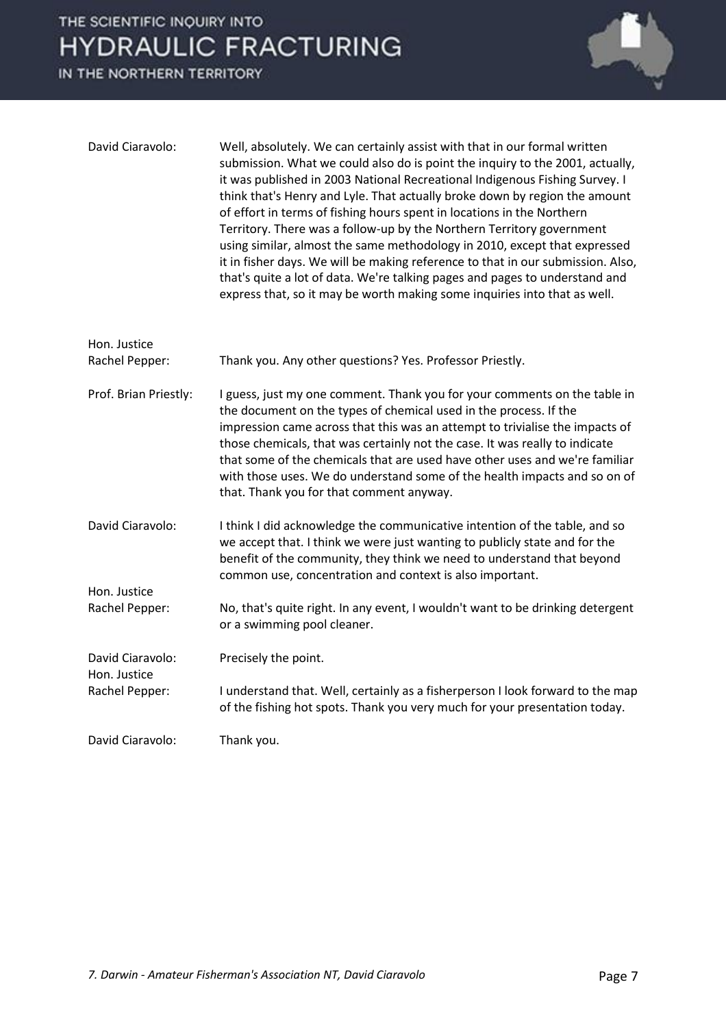David Ciaravolo: Well, absolutely. We can certainly assist with that in our formal written submission. What we could also do is point the inquiry to the 2001, actually, it was published in 2003 National Recreational Indigenous Fishing Survey. I think that's Henry and Lyle. That actually broke down by region the amount of effort in terms of fishing hours spent in locations in the Northern Territory. There was a follow-up by the Northern Territory government using similar, almost the same methodology in 2010, except that expressed it in fisher days. We will be making reference to that in our submission. Also, that's quite a lot of data. We're talking pages and pages to understand and express that, so it may be worth making some inquiries into that as well.

Hon. Justice Rachel Pepper: Thank you. Any other questions? Yes. Professor Priestly.

Prof. Brian Priestly: I guess, just my one comment. Thank you for your comments on the table in the document on the types of chemical used in the process. If the impression came across that this was an attempt to trivialise the impacts of those chemicals, that was certainly not the case. It was really to indicate that some of the chemicals that are used have other uses and we're familiar with those uses. We do understand some of the health impacts and so on of that. Thank you for that comment anyway.

David Ciaravolo: I think I did acknowledge the communicative intention of the table, and so we accept that. I think we were just wanting to publicly state and for the benefit of the community, they think we need to understand that beyond common use, concentration and context is also important.

Hon. Justice Rachel Pepper: No, that's quite right. In any event, I wouldn't want to be drinking detergent or a swimming pool cleaner.

David Ciaravolo: Precisely the point.

Hon. Justice Rachel Pepper: I understand that. Well, certainly as a fisherperson I look forward to the map of the fishing hot spots. Thank you very much for your presentation today.

David Ciaravolo: Thank you.